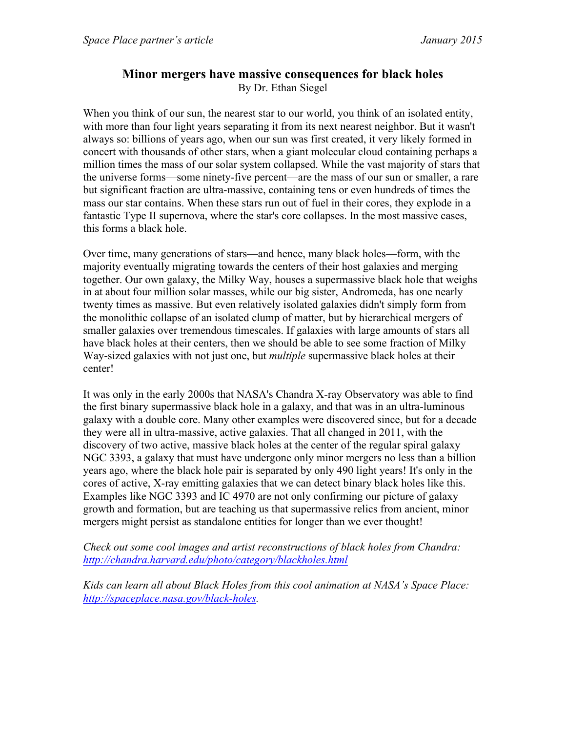# Minor mergers have massive consequences for black holes

By Dr. Ethan Siegel

When you think of our sun, the nearest star to our world, you think of an isolated entity, with more than four light years separating it from its next nearest neighbor. But it wasn't always so: billions of years ago, when our sun was first created, it very likely formed in concert with thousands of other stars, when a giant molecular cloud containing perhaps a million times the mass of our solar system collapsed. While the vast majority of stars that the universe forms—some ninety-five percent—are the mass of our sun or smaller, a rare but significant fraction are ultra-massive, containing tens or even hundreds of times the mass our star contains. When these stars run out of fuel in their cores, they explode in a fantastic Type II supernova, where the star's core collapses. In the most massive cases, this forms a black hole.

Over time, many generations of stars—and hence, many black holes—form, with the majority eventually migrating towards the centers of their host galaxies and merging together. Our own galaxy, the Milky Way, houses a supermassive black hole that weighs in at about four million solar masses, while our big sister, Andromeda, has one nearly twenty times as massive. But even relatively isolated galaxies didn't simply form from the monolithic collapse of an isolated clump of matter, but by hierarchical mergers of smaller galaxies over tremendous timescales. If galaxies with large amounts of stars all have black holes at their centers, then we should be able to see some fraction of Milky Way-sized galaxies with not just one, but *multiple* supermassive black holes at their center!

It was only in the early 2000s that NASA's Chandra X-ray Observatory was able to find the first binary supermassive black hole in a galaxy, and that was in an ultra-luminous galaxy with a double core. Many other examples were discovered since, but for a decade they were all in ultra-massive, active galaxies. That all changed in 2011, with the discovery of two active, massive black holes at the center of the regular spiral galaxy NGC 3393, a galaxy that must have undergone only minor mergers no less than a billion years ago, where the black hole pair is separated by only 490 light years! It's only in the cores of active, X-ray emitting galaxies that we can detect binary black holes like this. Examples like NGC 3393 and IC 4970 are not only confirming our picture of galaxy growth and formation, but are teaching us that supermassive relics from ancient, minor mergers might persist as standalone entities for longer than we ever thought!

*Check out some cool images and artist reconstructions of black holes from Chandra: http://chandra.harvard.edu/photo/category/blackholes.html*

*Kids can learn all about Black Holes from this cool animation at NASA's Space Place: http://spaceplace.nasa.gov/black-holes.*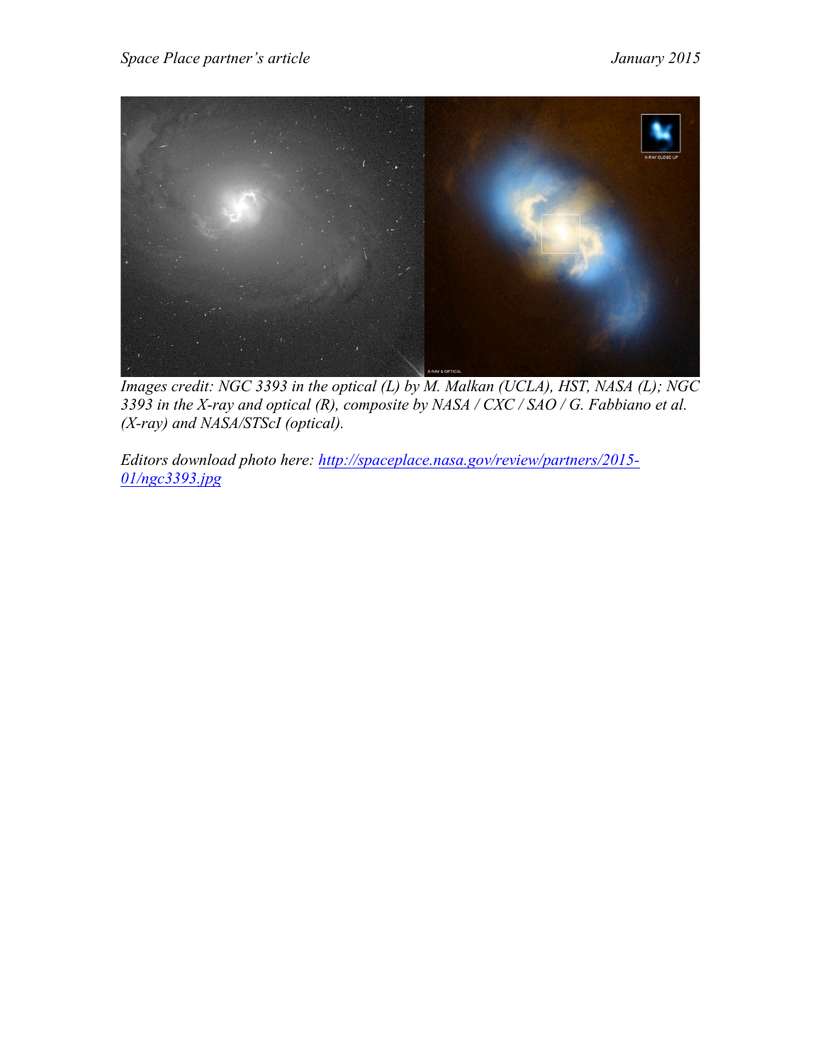*Images credit: NGC 3393 in the optical (L) by M. Malkan (UCLA), HST, NASA (L); NGC 3393 in the X-ray and optical (R), composite by NASA / CXC / SAO / G. Fabbiano et al. (X-ray) and NASA/STScI (optical).*

*Editors download photo here: [http://spaceplace.nasa.gov/review/partners/2015-01/ngc3393.jpg](http://spaceplace.nasa.gov/review/partners/2015-01/ngc3393.jpg)*